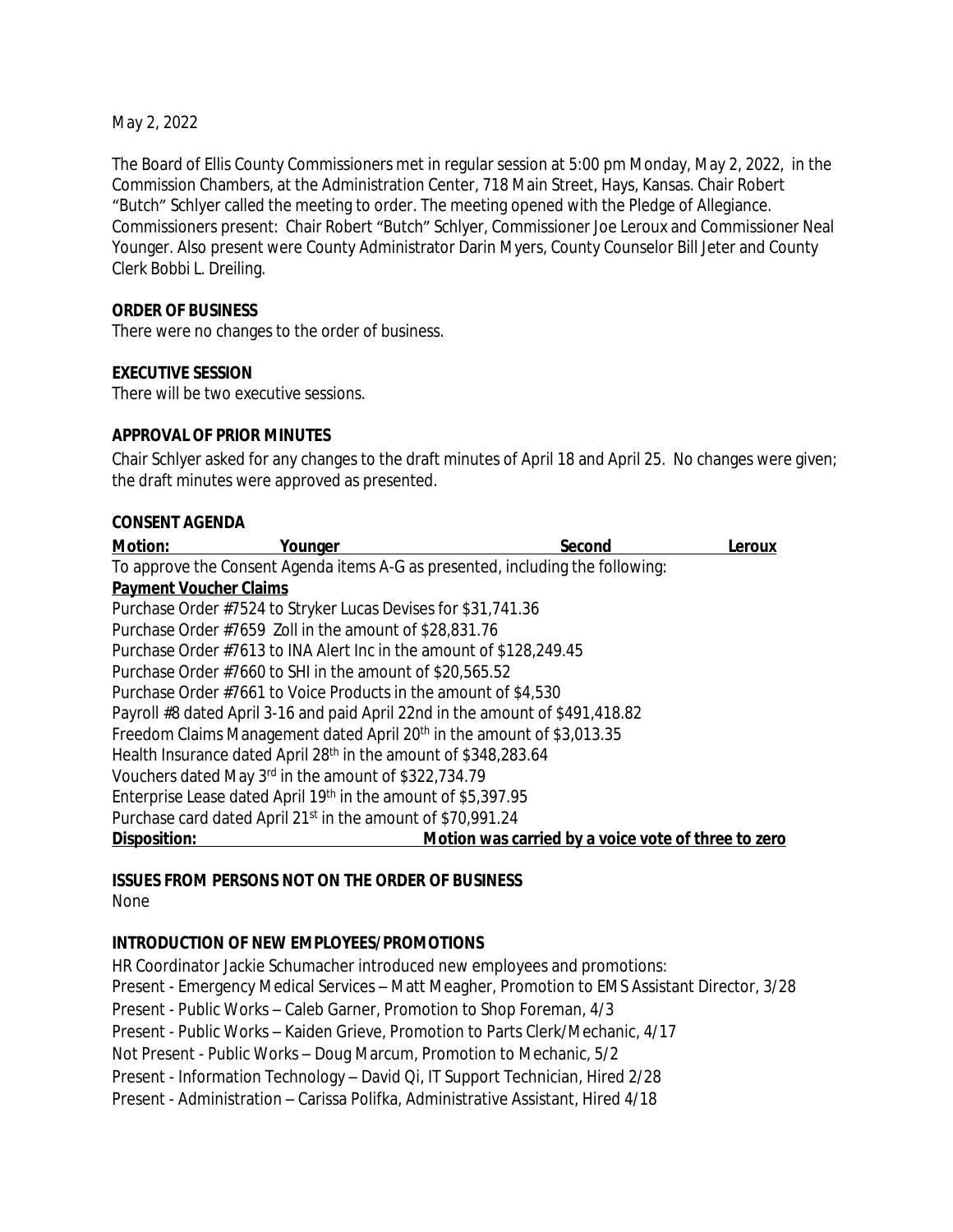May 2, 2022

The Board of Ellis County Commissioners met in regular session at 5:00 pm Monday, May 2, 2022, in the Commission Chambers, at the Administration Center, 718 Main Street, Hays, Kansas. Chair Robert "Butch" Schlyer called the meeting to order. The meeting opened with the Pledge of Allegiance. Commissioners present: Chair Robert "Butch" Schlyer, Commissioner Joe Leroux and Commissioner Neal Younger. Also present were County Administrator Darin Myers, County Counselor Bill Jeter and County Clerk Bobbi L. Dreiling.

**ORDER OF BUSINESS**

There were no changes to the order of business.

**EXECUTIVE SESSION**

There will be two executive sessions.

**APPROVAL OF PRIOR MINUTES**

Chair Schlyer asked for any changes to the draft minutes of April 18 and April 25. No changes were given; the draft minutes were approved as presented.

**CONSENT AGENDA**

**Motion:** Younger **Second** Leroux

To approve the Consent Agenda items A-G as presented, including the following:

**Payment Voucher Claims**

Purchase Order #7524 to Stryker Lucas Devises for $31,741.36
Purchase Order #7659 Zoll in the amount of $28,831.76
Purchase Order #7613 to INA Alert Inc in the amount of $128,249.45
Purchase Order #7660 to SHI in the amount of $20,565.52
Purchase Order #7661 to Voice Products in the amount of $4,530
Payroll #8 dated April 3-16 and paid April 22nd in the amount of $491,418.82
Freedom Claims Management dated April 20th in the amount of $3,013.35
Health Insurance dated April 28th in the amount of $348,283.64
Vouchers dated May 3rd in the amount of $322,734.79
Enterprise Lease dated April 19th in the amount of $5,397.95
Purchase card dated April 21st in the amount of $70,991.24

**Disposition:** **Motion was carried by a voice vote of three to zero**

**ISSUES FROM PERSONS NOT ON THE ORDER OF BUSINESS**

None

**INTRODUCTION OF NEW EMPLOYEES/PROMOTIONS**

HR Coordinator Jackie Schumacher introduced new employees and promotions:
Present - Emergency Medical Services – Matt Meagher, Promotion to EMS Assistant Director, 3/28
Present - Public Works – Caleb Garner, Promotion to Shop Foreman, 4/3
Present - Public Works – Kaiden Grieve, Promotion to Parts Clerk/Mechanic, 4/17
Not Present - Public Works – Doug Marcum, Promotion to Mechanic, 5/2
Present - Information Technology – David Qi, IT Support Technician, Hired 2/28
Present - Administration – Carissa Polifka, Administrative Assistant, Hired 4/18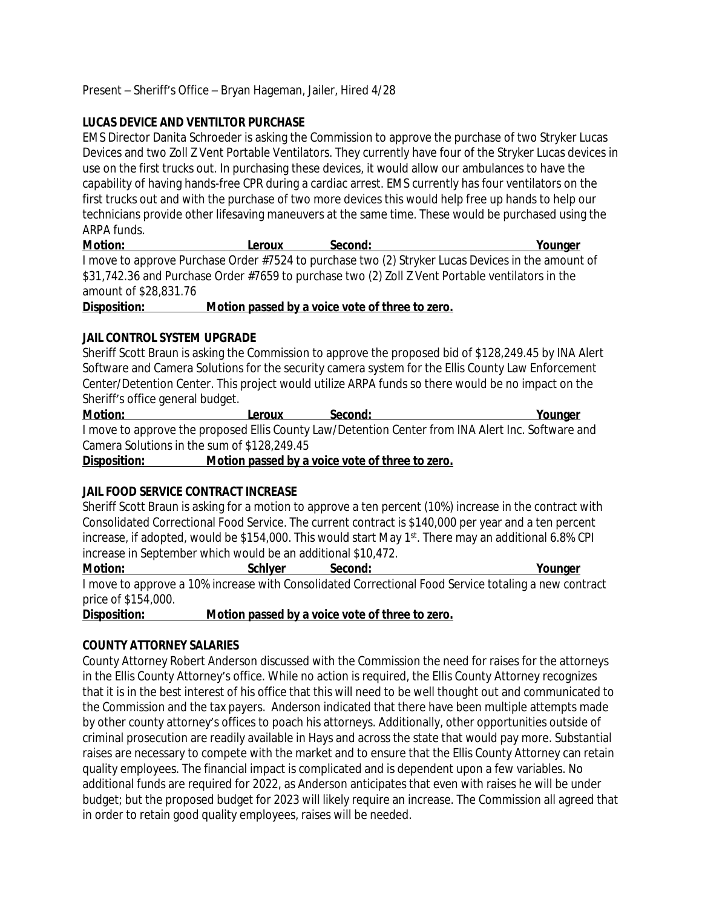Present – Sheriff's Office – Bryan Hageman, Jailer, Hired 4/28

**LUCAS DEVICE AND VENTILTOR PURCHASE**

EMS Director Danita Schroeder is asking the Commission to approve the purchase of two Stryker Lucas Devices and two Zoll Z Vent Portable Ventilators. They currently have four of the Stryker Lucas devices in use on the first trucks out. In purchasing these devices, it would allow our ambulances to have the capability of having hands-free CPR during a cardiac arrest. EMS currently has four ventilators on the first trucks out and with the purchase of two more devices this would help free up hands to help our technicians provide other lifesaving maneuvers at the same time. These would be purchased using the ARPA funds.

**Motion:** **Leroux** **Second:** **Younger**

I move to approve Purchase Order #7524 to purchase two (2) Stryker Lucas Devices in the amount of $31,742.36 and Purchase Order #7659 to purchase two (2) Zoll Z Vent Portable ventilators in the amount of $28,831.76

**Disposition:** **Motion passed by a voice vote of three to zero.**

**JAIL CONTROL SYSTEM UPGRADE**

Sheriff Scott Braun is asking the Commission to approve the proposed bid of $128,249.45 by INA Alert Software and Camera Solutions for the security camera system for the Ellis County Law Enforcement Center/Detention Center. This project would utilize ARPA funds so there would be no impact on the Sheriff's office general budget.

**Motion:** **Leroux** **Second:** **Younger**

I move to approve the proposed Ellis County Law/Detention Center from INA Alert Inc. Software and Camera Solutions in the sum of $128,249.45

**Disposition:** **Motion passed by a voice vote of three to zero.**

**JAIL FOOD SERVICE CONTRACT INCREASE**

Sheriff Scott Braun is asking for a motion to approve a ten percent (10%) increase in the contract with Consolidated Correctional Food Service. The current contract is $140,000 per year and a ten percent increase, if adopted, would be $154,000. This would start May 1st. There may an additional 6.8% CPI increase in September which would be an additional $10,472.

**Motion:** **Schlyer** **Second:** **Younger**

I move to approve a 10% increase with Consolidated Correctional Food Service totaling a new contract price of $154,000.

**Disposition:** **Motion passed by a voice vote of three to zero.**

**COUNTY ATTORNEY SALARIES**

County Attorney Robert Anderson discussed with the Commission the need for raises for the attorneys in the Ellis County Attorney's office. While no action is required, the Ellis County Attorney recognizes that it is in the best interest of his office that this will need to be well thought out and communicated to the Commission and the tax payers. Anderson indicated that there have been multiple attempts made by other county attorney's offices to poach his attorneys. Additionally, other opportunities outside of criminal prosecution are readily available in Hays and across the state that would pay more. Substantial raises are necessary to compete with the market and to ensure that the Ellis County Attorney can retain quality employees. The financial impact is complicated and is dependent upon a few variables. No additional funds are required for 2022, as Anderson anticipates that even with raises he will be under budget; but the proposed budget for 2023 will likely require an increase. The Commission all agreed that in order to retain good quality employees, raises will be needed.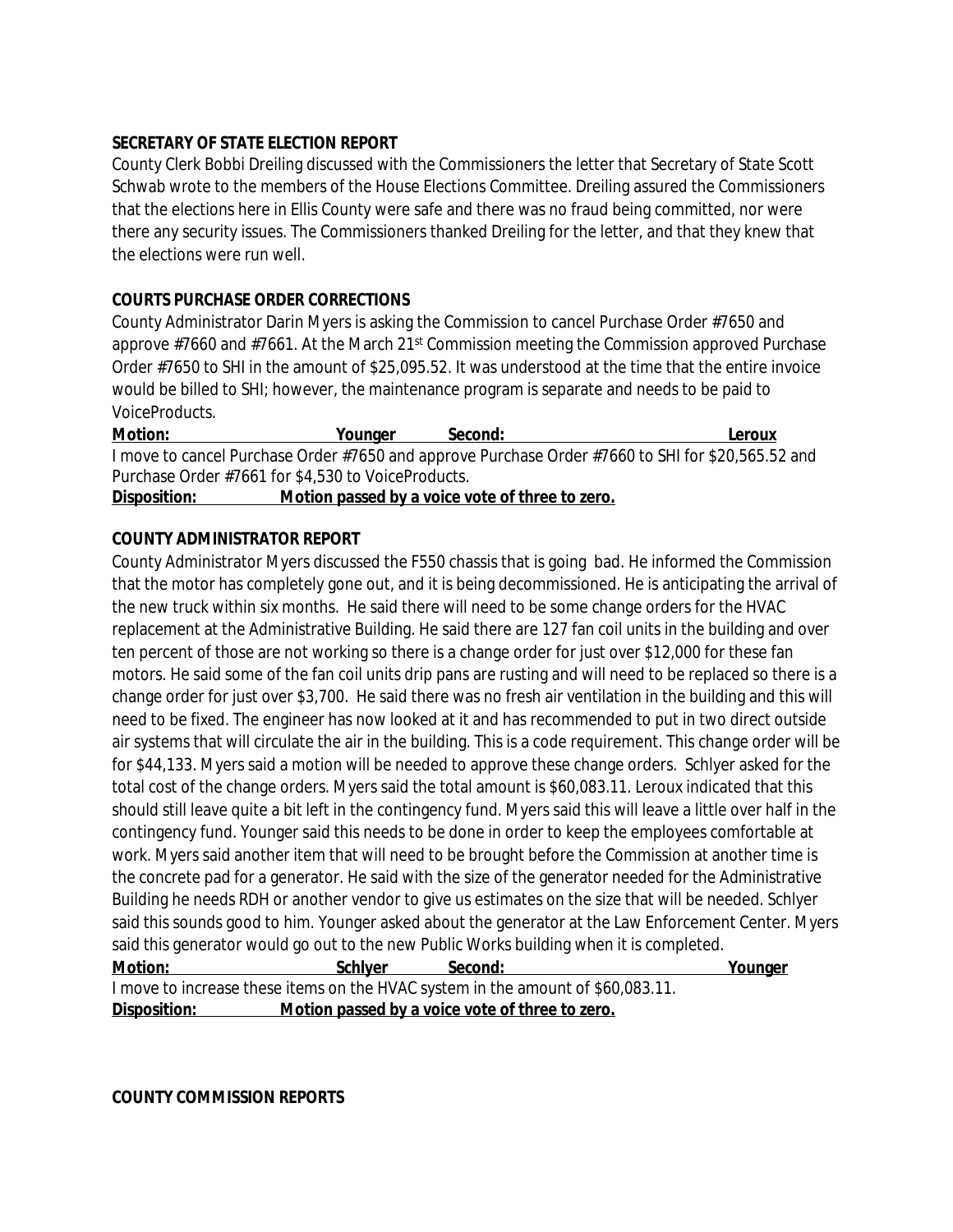**SECRETARY OF STATE ELECTION REPORT**

County Clerk Bobbi Dreiling discussed with the Commissioners the letter that Secretary of State Scott Schwab wrote to the members of the House Elections Committee. Dreiling assured the Commissioners that the elections here in Ellis County were safe and there was no fraud being committed, nor were there any security issues. The Commissioners thanked Dreiling for the letter, and that they knew that the elections were run well.

**COURTS PURCHASE ORDER CORRECTIONS**

County Administrator Darin Myers is asking the Commission to cancel Purchase Order #7650 and approve #7660 and #7661. At the March 21st Commission meeting the Commission approved Purchase Order #7650 to SHI in the amount of $25,095.52. It was understood at the time that the entire invoice would be billed to SHI; however, the maintenance program is separate and needs to be paid to VoiceProducts.

**Motion:** Younger **Second:** Leroux

I move to cancel Purchase Order #7650 and approve Purchase Order #7660 to SHI for $20,565.52 and Purchase Order #7661 for $4,530 to VoiceProducts.

**Disposition:** **Motion passed by a voice vote of three to zero.**

**COUNTY ADMINISTRATOR REPORT**

County Administrator Myers discussed the F550 chassis that is going bad. He informed the Commission that the motor has completely gone out, and it is being decommissioned. He is anticipating the arrival of the new truck within six months. He said there will need to be some change orders for the HVAC replacement at the Administrative Building. He said there are 127 fan coil units in the building and over ten percent of those are not working so there is a change order for just over $12,000 for these fan motors. He said some of the fan coil units drip pans are rusting and will need to be replaced so there is a change order for just over $3,700. He said there was no fresh air ventilation in the building and this will need to be fixed. The engineer has now looked at it and has recommended to put in two direct outside air systems that will circulate the air in the building. This is a code requirement. This change order will be for $44,133. Myers said a motion will be needed to approve these change orders. Schlyer asked for the total cost of the change orders. Myers said the total amount is $60,083.11. Leroux indicated that this should still leave quite a bit left in the contingency fund. Myers said this will leave a little over half in the contingency fund. Younger said this needs to be done in order to keep the employees comfortable at work. Myers said another item that will need to be brought before the Commission at another time is the concrete pad for a generator. He said with the size of the generator needed for the Administrative Building he needs RDH or another vendor to give us estimates on the size that will be needed. Schlyer said this sounds good to him. Younger asked about the generator at the Law Enforcement Center. Myers said this generator would go out to the new Public Works building when it is completed.

**Motion:** Schlyer **Second:** Younger

I move to increase these items on the HVAC system in the amount of $60,083.11.

**Disposition:** **Motion passed by a voice vote of three to zero.**

**COUNTY COMMISSION REPORTS**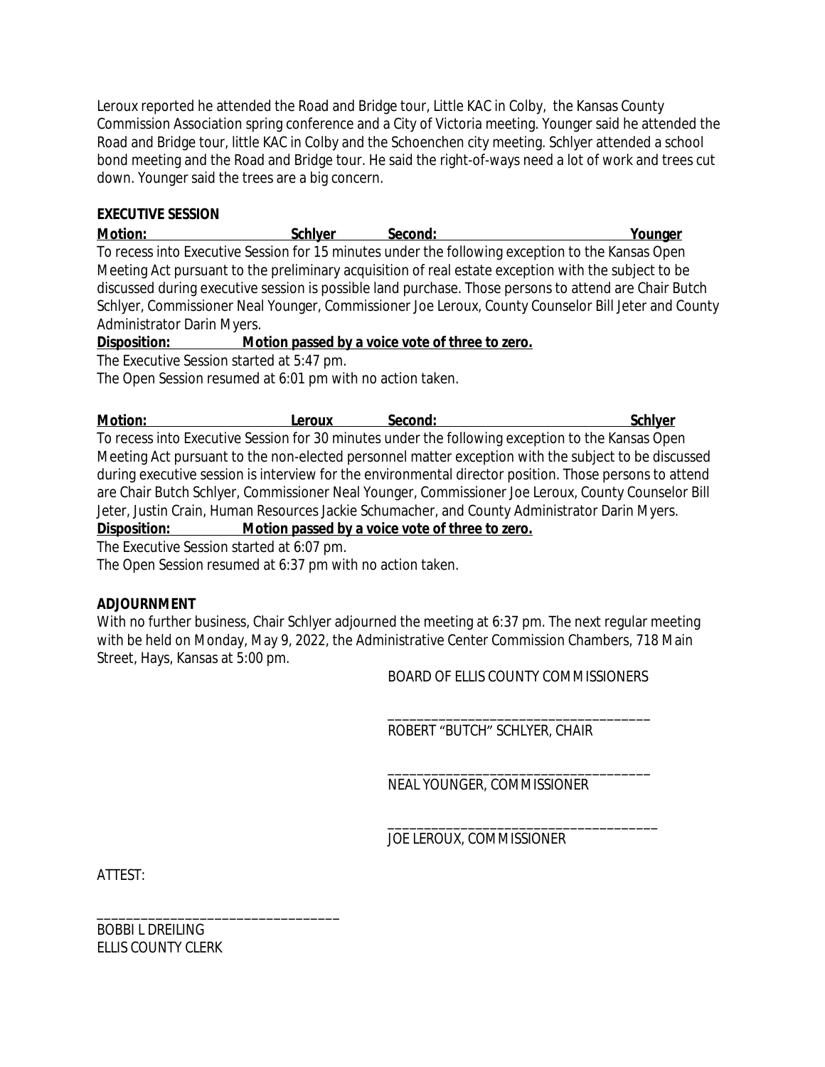Leroux reported he attended the Road and Bridge tour, Little KAC in Colby, the Kansas County Commission Association spring conference and a City of Victoria meeting. Younger said he attended the Road and Bridge tour, little KAC in Colby and the Schoenchen city meeting. Schlyer attended a school bond meeting and the Road and Bridge tour. He said the right-of-ways need a lot of work and trees cut down. Younger said the trees are a big concern.

**EXECUTIVE SESSION**

**Motion: Schlyer Second: Younger**

To recess into Executive Session for 15 minutes under the following exception to the Kansas Open Meeting Act pursuant to the preliminary acquisition of real estate exception with the subject to be discussed during executive session is possible land purchase. Those persons to attend are Chair Butch Schlyer, Commissioner Neal Younger, Commissioner Joe Leroux, County Counselor Bill Jeter and County Administrator Darin Myers.

**Disposition: Motion passed by a voice vote of three to zero.**

The Executive Session started at 5:47 pm.

The Open Session resumed at 6:01 pm with no action taken.

**Motion: Leroux Second: Schlyer**

To recess into Executive Session for 30 minutes under the following exception to the Kansas Open Meeting Act pursuant to the non-elected personnel matter exception with the subject to be discussed during executive session is interview for the environmental director position. Those persons to attend are Chair Butch Schlyer, Commissioner Neal Younger, Commissioner Joe Leroux, County Counselor Bill Jeter, Justin Crain, Human Resources Jackie Schumacher, and County Administrator Darin Myers.

**Disposition: Motion passed by a voice vote of three to zero.**

The Executive Session started at 6:07 pm.

The Open Session resumed at 6:37 pm with no action taken.

**ADJOURNMENT**

With no further business, Chair Schlyer adjourned the meeting at 6:37 pm. The next regular meeting with be held on Monday, May 9, 2022, the Administrative Center Commission Chambers, 718 Main Street, Hays, Kansas at 5:00 pm.

BOARD OF ELLIS COUNTY COMMISSIONERS

\_\_\_\_\_\_\_\_\_\_\_\_\_\_\_\_\_\_\_\_\_\_\_\_\_\_\_\_\_\_\_\_\_\_\_\_

ROBERT "BUTCH" SCHLYER, CHAIR

\_\_\_\_\_\_\_\_\_\_\_\_\_\_\_\_\_\_\_\_\_\_\_\_\_\_\_\_\_\_\_\_\_\_\_\_

NEAL YOUNGER, COMMISSIONER

\_\_\_\_\_\_\_\_\_\_\_\_\_\_\_\_\_\_\_\_\_\_\_\_\_\_\_\_\_\_\_\_\_\_\_\_

JOE LEROUX, COMMISSIONER

ATTEST:

\_\_\_\_\_\_\_\_\_\_\_\_\_\_\_\_\_\_\_\_\_\_\_\_\_\_\_\_\_\_\_\_\_\_

BOBBI L DREILING
ELLIS COUNTY CLERK